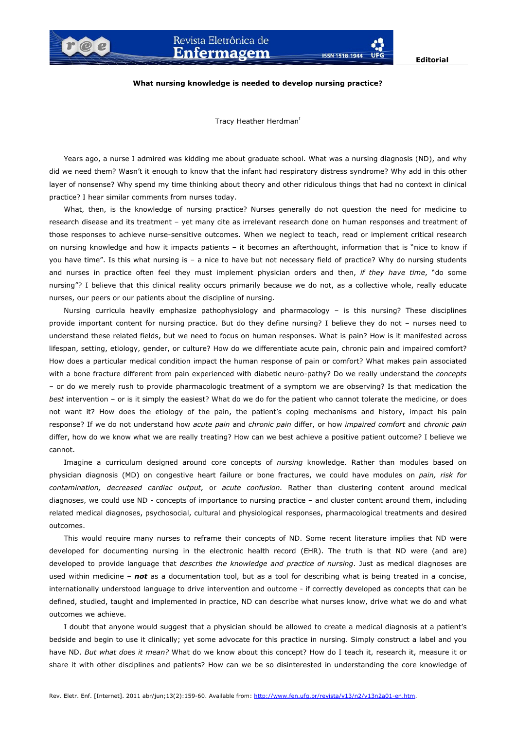Editorial

# What nursing knowledge is needed to develop nursing practice?

Tracy Heather Herdman[I]

Years ago, a nurse I admired was kidding me about graduate school. What was a nursing diagnosis (ND), and why did we need them? Wasn't it enough to know that the infant had respiratory distress syndrome? Why add in this other layer of nonsense? Why spend my time thinking about theory and other ridiculous things that had no context in clinical practice? I hear similar comments from nurses today.

What, then, is the knowledge of nursing practice? Nurses generally do not question the need for medicine to research disease and its treatment – yet many cite as irrelevant research done on human responses and treatment of those responses to achieve nurse-sensitive outcomes. When we neglect to teach, read or implement critical research on nursing knowledge and how it impacts patients – it becomes an afterthought, information that is "nice to know if you have time". Is this what nursing is – a nice to have but not necessary field of practice? Why do nursing students and nurses in practice often feel they must implement physician orders and then, *if they have time*, "do some nursing"? I believe that this clinical reality occurs primarily because we do not, as a collective whole, really educate nurses, our peers or our patients about the discipline of nursing.

Nursing curricula heavily emphasize pathophysiology and pharmacology – is this nursing? These disciplines provide important content for nursing practice. But do they define nursing? I believe they do not – nurses need to understand these related fields, but we need to focus on human responses. What is pain? How is it manifested across lifespan, setting, etiology, gender, or culture? How do we differentiate acute pain, chronic pain and impaired comfort? How does a particular medical condition impact the human response of pain or comfort? What makes pain associated with a bone fracture different from pain experienced with diabetic neuro-pathy? Do we really understand the *concepts* – or do we merely rush to provide pharmacologic treatment of a symptom we are observing? Is that medication the *best* intervention – or is it simply the easiest? What do we do for the patient who cannot tolerate the medicine, or does not want it? How does the etiology of the pain, the patient's coping mechanisms and history, impact his pain response? If we do not understand how *acute pain* and *chronic pain* differ, or how *impaired comfort* and *chronic pain* differ, how do we know what we are really treating? How can we best achieve a positive patient outcome? I believe we cannot.

Imagine a curriculum designed around core concepts of *nursing* knowledge. Rather than modules based on physician diagnosis (MD) on congestive heart failure or bone fractures, we could have modules on *pain, risk for contamination, decreased cardiac output,* or *acute confusion.* Rather than clustering content around medical diagnoses, we could use ND - concepts of importance to nursing practice – and cluster content around them, including related medical diagnoses, psychosocial, cultural and physiological responses, pharmacological treatments and desired outcomes.

This would require many nurses to reframe their concepts of ND. Some recent literature implies that ND were developed for documenting nursing in the electronic health record (EHR). The truth is that ND were (and are) developed to provide language that *describes the knowledge and practice of nursing*. Just as medical diagnoses are used within medicine – ***not*** as a documentation tool, but as a tool for describing what is being treated in a concise, internationally understood language to drive intervention and outcome - if correctly developed as concepts that can be defined, studied, taught and implemented in practice, ND can describe what nurses know, drive what we do and what outcomes we achieve.

I doubt that anyone would suggest that a physician should be allowed to create a medical diagnosis at a patient's bedside and begin to use it clinically; yet some advocate for this practice in nursing. Simply construct a label and you have ND. *But what does it mean?* What do we know about this concept? How do I teach it, research it, measure it or share it with other disciplines and patients? How can we be so disinterested in understanding the core knowledge of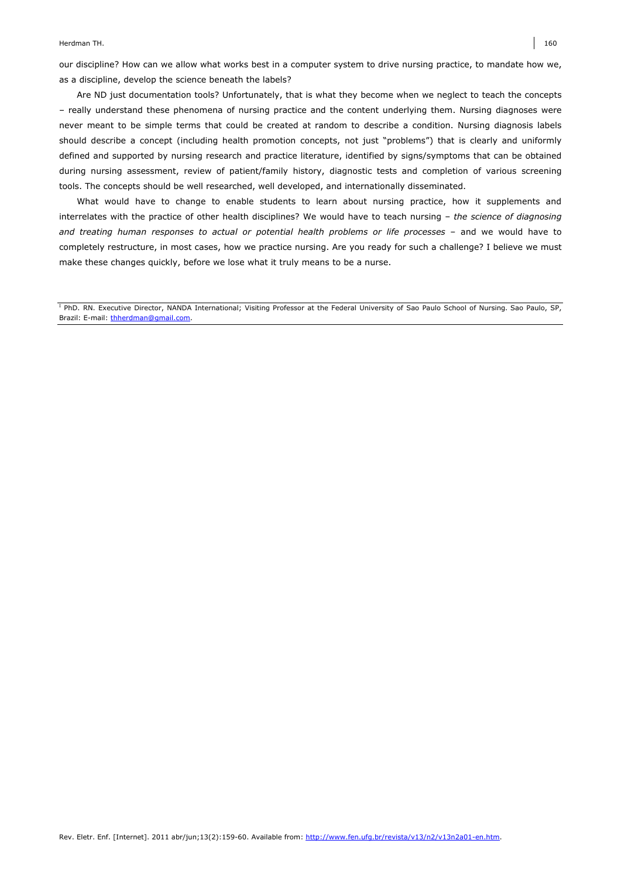our discipline? How can we allow what works best in a computer system to drive nursing practice, to mandate how we, as a discipline, develop the science beneath the labels?

Are ND just documentation tools? Unfortunately, that is what they become when we neglect to teach the concepts – really understand these phenomena of nursing practice and the content underlying them. Nursing diagnoses were never meant to be simple terms that could be created at random to describe a condition. Nursing diagnosis labels should describe a concept (including health promotion concepts, not just "problems") that is clearly and uniformly defined and supported by nursing research and practice literature, identified by signs/symptoms that can be obtained during nursing assessment, review of patient/family history, diagnostic tests and completion of various screening tools. The concepts should be well researched, well developed, and internationally disseminated.

What would have to change to enable students to learn about nursing practice, how it supplements and interrelates with the practice of other health disciplines? We would have to teach nursing – *the science of diagnosing and treating human responses to actual or potential health problems or life processes* – and we would have to completely restructure, in most cases, how we practice nursing. Are you ready for such a challenge? I believe we must make these changes quickly, before we lose what it truly means to be a nurse.

---

[I] PhD. RN. Executive Director, NANDA International; Visiting Professor at the Federal University of Sao Paulo School of Nursing. Sao Paulo, SP, Brazil: E-mail: thherdman@gmail.com.